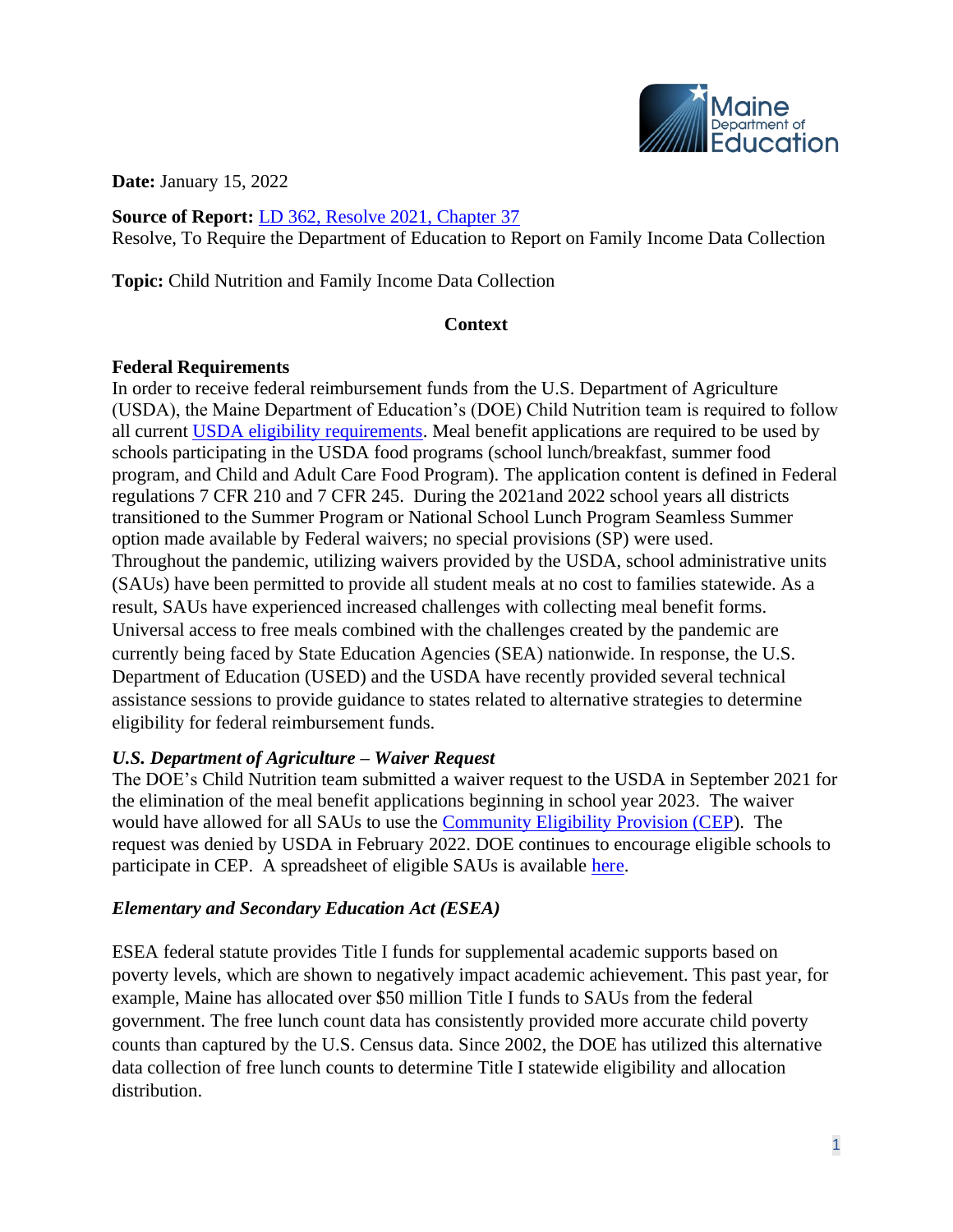**Date:** January 15, 2022

**Source of Report:** [LD 362, Resolve 2021, Chapter 37](#)
Resolve, To Require the Department of Education to Report on Family Income Data Collection

**Topic:** Child Nutrition and Family Income Data Collection

## Context

### Federal Requirements

In order to receive federal reimbursement funds from the U.S. Department of Agriculture (USDA), the Maine Department of Education's (DOE) Child Nutrition team is required to follow all current [USDA eligibility requirements](#). Meal benefit applications are required to be used by schools participating in the USDA food programs (school lunch/breakfast, summer food program, and Child and Adult Care Food Program). The application content is defined in Federal regulations 7 CFR 210 and 7 CFR 245. During the 2021and 2022 school years all districts transitioned to the Summer Program or National School Lunch Program Seamless Summer option made available by Federal waivers; no special provisions (SP) were used. Throughout the pandemic, utilizing waivers provided by the USDA, school administrative units (SAUs) have been permitted to provide all student meals at no cost to families statewide. As a result, SAUs have experienced increased challenges with collecting meal benefit forms. Universal access to free meals combined with the challenges created by the pandemic are currently being faced by State Education Agencies (SEA) nationwide. In response, the U.S. Department of Education (USED) and the USDA have recently provided several technical assistance sessions to provide guidance to states related to alternative strategies to determine eligibility for federal reimbursement funds.

### *U.S. Department of Agriculture – Waiver Request*

The DOE's Child Nutrition team submitted a waiver request to the USDA in September 2021 for the elimination of the meal benefit applications beginning in school year 2023. The waiver would have allowed for all SAUs to use the [Community Eligibility Provision (CEP)](#). The request was denied by USDA in February 2022. DOE continues to encourage eligible schools to participate in CEP. A spreadsheet of eligible SAUs is available [here](#).

### *Elementary and Secondary Education Act (ESEA)*

ESEA federal statute provides Title I funds for supplemental academic supports based on poverty levels, which are shown to negatively impact academic achievement. This past year, for example, Maine has allocated over $50 million Title I funds to SAUs from the federal government. The free lunch count data has consistently provided more accurate child poverty counts than captured by the U.S. Census data. Since 2002, the DOE has utilized this alternative data collection of free lunch counts to determine Title I statewide eligibility and allocation distribution.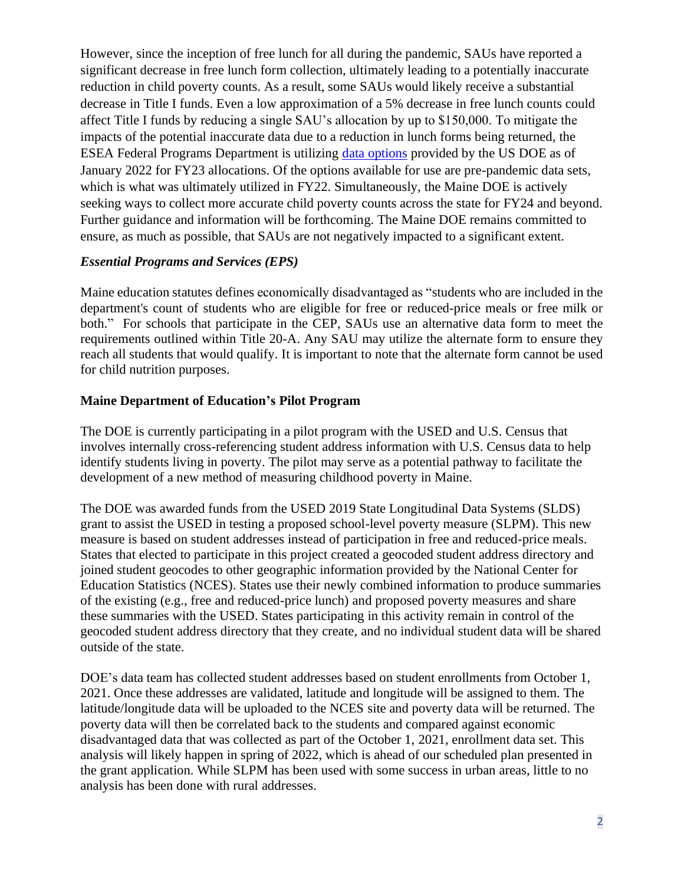However, since the inception of free lunch for all during the pandemic, SAUs have reported a significant decrease in free lunch form collection, ultimately leading to a potentially inaccurate reduction in child poverty counts. As a result, some SAUs would likely receive a substantial decrease in Title I funds. Even a low approximation of a 5% decrease in free lunch counts could affect Title I funds by reducing a single SAU's allocation by up to $150,000. To mitigate the impacts of the potential inaccurate data due to a reduction in lunch forms being returned, the ESEA Federal Programs Department is utilizing data options provided by the US DOE as of January 2022 for FY23 allocations. Of the options available for use are pre-pandemic data sets, which is what was ultimately utilized in FY22. Simultaneously, the Maine DOE is actively seeking ways to collect more accurate child poverty counts across the state for FY24 and beyond. Further guidance and information will be forthcoming. The Maine DOE remains committed to ensure, as much as possible, that SAUs are not negatively impacted to a significant extent.

### *Essential Programs and Services (EPS)*

Maine education statutes defines economically disadvantaged as "students who are included in the department's count of students who are eligible for free or reduced-price meals or free milk or both." For schools that participate in the CEP, SAUs use an alternative data form to meet the requirements outlined within Title 20-A. Any SAU may utilize the alternate form to ensure they reach all students that would qualify. It is important to note that the alternate form cannot be used for child nutrition purposes.

## Maine Department of Education's Pilot Program

The DOE is currently participating in a pilot program with the USED and U.S. Census that involves internally cross-referencing student address information with U.S. Census data to help identify students living in poverty. The pilot may serve as a potential pathway to facilitate the development of a new method of measuring childhood poverty in Maine.

The DOE was awarded funds from the USED 2019 State Longitudinal Data Systems (SLDS) grant to assist the USED in testing a proposed school-level poverty measure (SLPM). This new measure is based on student addresses instead of participation in free and reduced-price meals. States that elected to participate in this project created a geocoded student address directory and joined student geocodes to other geographic information provided by the National Center for Education Statistics (NCES). States use their newly combined information to produce summaries of the existing (e.g., free and reduced-price lunch) and proposed poverty measures and share these summaries with the USED. States participating in this activity remain in control of the geocoded student address directory that they create, and no individual student data will be shared outside of the state.

DOE's data team has collected student addresses based on student enrollments from October 1, 2021. Once these addresses are validated, latitude and longitude will be assigned to them. The latitude/longitude data will be uploaded to the NCES site and poverty data will be returned. The poverty data will then be correlated back to the students and compared against economic disadvantaged data that was collected as part of the October 1, 2021, enrollment data set. This analysis will likely happen in spring of 2022, which is ahead of our scheduled plan presented in the grant application. While SLPM has been used with some success in urban areas, little to no analysis has been done with rural addresses.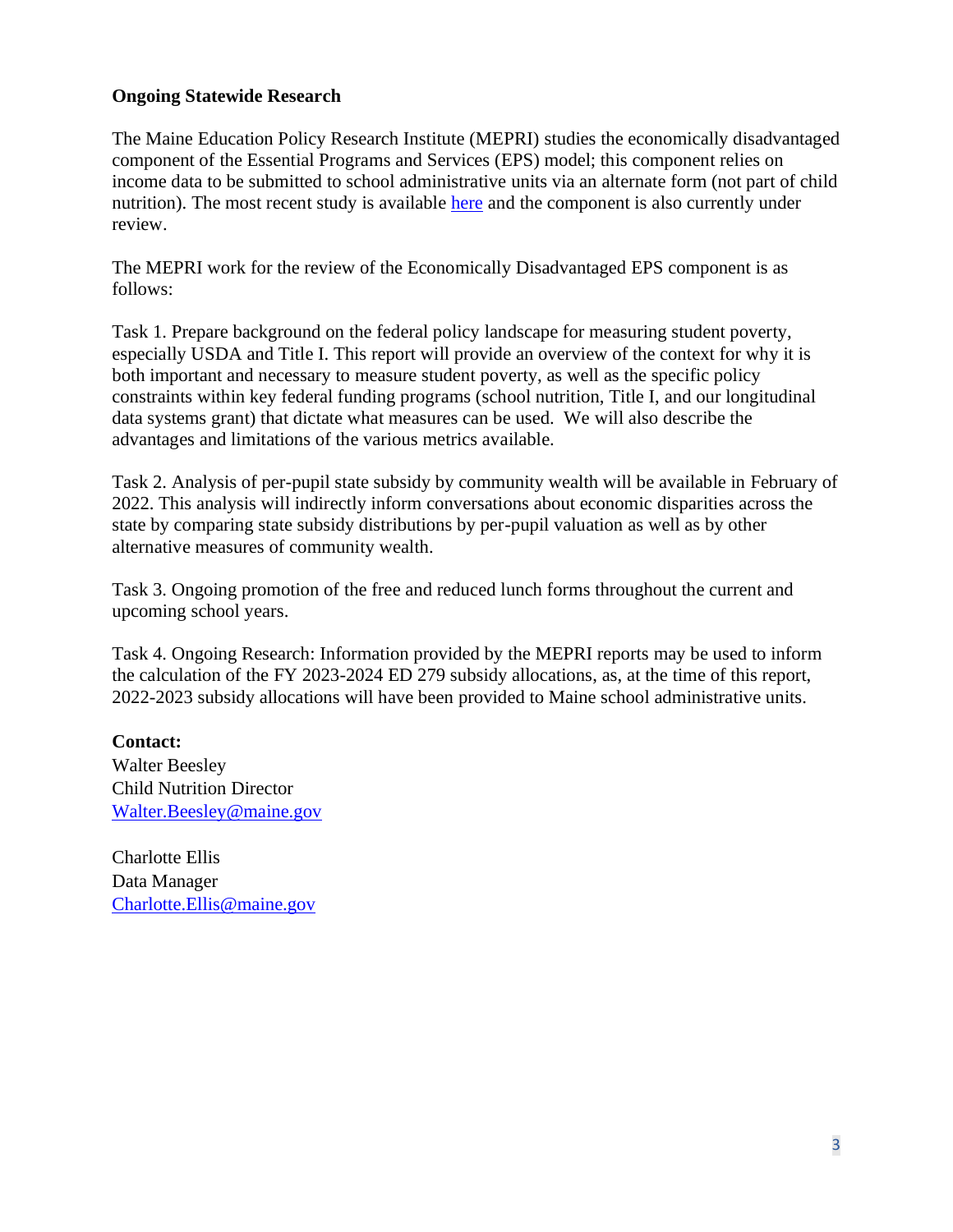**Ongoing Statewide Research**

The Maine Education Policy Research Institute (MEPRI) studies the economically disadvantaged component of the Essential Programs and Services (EPS) model; this component relies on income data to be submitted to school administrative units via an alternate form (not part of child nutrition). The most recent study is available here and the component is also currently under review.

The MEPRI work for the review of the Economically Disadvantaged EPS component is as follows:

Task 1. Prepare background on the federal policy landscape for measuring student poverty, especially USDA and Title I. This report will provide an overview of the context for why it is both important and necessary to measure student poverty, as well as the specific policy constraints within key federal funding programs (school nutrition, Title I, and our longitudinal data systems grant) that dictate what measures can be used. We will also describe the advantages and limitations of the various metrics available.

Task 2. Analysis of per-pupil state subsidy by community wealth will be available in February of 2022. This analysis will indirectly inform conversations about economic disparities across the state by comparing state subsidy distributions by per-pupil valuation as well as by other alternative measures of community wealth.

Task 3. Ongoing promotion of the free and reduced lunch forms throughout the current and upcoming school years.

Task 4. Ongoing Research: Information provided by the MEPRI reports may be used to inform the calculation of the FY 2023-2024 ED 279 subsidy allocations, as, at the time of this report, 2022-2023 subsidy allocations will have been provided to Maine school administrative units.

**Contact:**
Walter Beesley
Child Nutrition Director
Walter.Beesley@maine.gov

Charlotte Ellis
Data Manager
Charlotte.Ellis@maine.gov